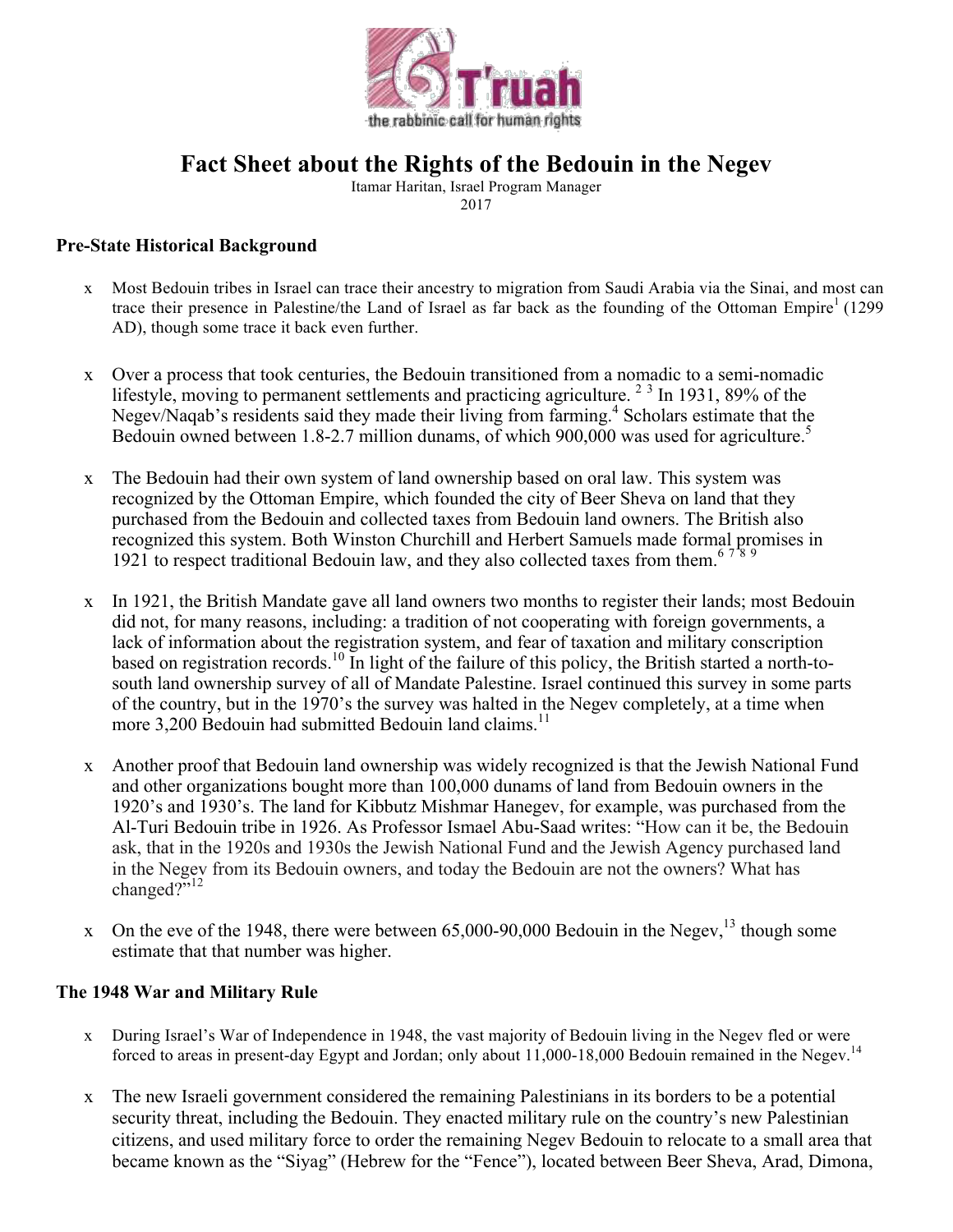T'ruah
the rabbinic call for human rights

# Fact Sheet about the Rights of the Bedouin in the Negev

Itamar Haritan, Israel Program Manager
2017

## Pre-State Historical Background

- Most Bedouin tribes in Israel can trace their ancestry to migration from Saudi Arabia via the Sinai, and most can trace their presence in Palestine/the Land of Israel as far back as the founding of the Ottoman Empire[1] (1299 AD), though some trace it back even further.

- Over a process that took centuries, the Bedouin transitioned from a nomadic to a semi-nomadic lifestyle, moving to permanent settlements and practicing agriculture. [2] [3] In 1931, 89% of the Negev/Naqab's residents said they made their living from farming.[4] Scholars estimate that the Bedouin owned between 1.8-2.7 million dunams, of which 900,000 was used for agriculture.[5]

- The Bedouin had their own system of land ownership based on oral law. This system was recognized by the Ottoman Empire, which founded the city of Beer Sheva on land that they purchased from the Bedouin and collected taxes from Bedouin land owners. The British also recognized this system. Both Winston Churchill and Herbert Samuels made formal promises in 1921 to respect traditional Bedouin law, and they also collected taxes from them.[6] [7] [8] [9]

- In 1921, the British Mandate gave all land owners two months to register their lands; most Bedouin did not, for many reasons, including: a tradition of not cooperating with foreign governments, a lack of information about the registration system, and fear of taxation and military conscription based on registration records.[10] In light of the failure of this policy, the British started a north-to-south land ownership survey of all of Mandate Palestine. Israel continued this survey in some parts of the country, but in the 1970's the survey was halted in the Negev completely, at a time when more 3,200 Bedouin had submitted Bedouin land claims.[11]

- Another proof that Bedouin land ownership was widely recognized is that the Jewish National Fund and other organizations bought more than 100,000 dunams of land from Bedouin owners in the 1920's and 1930's. The land for Kibbutz Mishmar Hanegev, for example, was purchased from the Al-Turi Bedouin tribe in 1926. As Professor Ismael Abu-Saad writes: "How can it be, the Bedouin ask, that in the 1920s and 1930s the Jewish National Fund and the Jewish Agency purchased land in the Negev from its Bedouin owners, and today the Bedouin are not the owners? What has changed?"[12]

- On the eve of the 1948, there were between 65,000-90,000 Bedouin in the Negev,[13] though some estimate that that number was higher.

## The 1948 War and Military Rule

- During Israel's War of Independence in 1948, the vast majority of Bedouin living in the Negev fled or were forced to areas in present-day Egypt and Jordan; only about 11,000-18,000 Bedouin remained in the Negev.[14]

- The new Israeli government considered the remaining Palestinians in its borders to be a potential security threat, including the Bedouin. They enacted military rule on the country's new Palestinian citizens, and used military force to order the remaining Negev Bedouin to relocate to a small area that became known as the "Siyag" (Hebrew for the "Fence"), located between Beer Sheva, Arad, Dimona,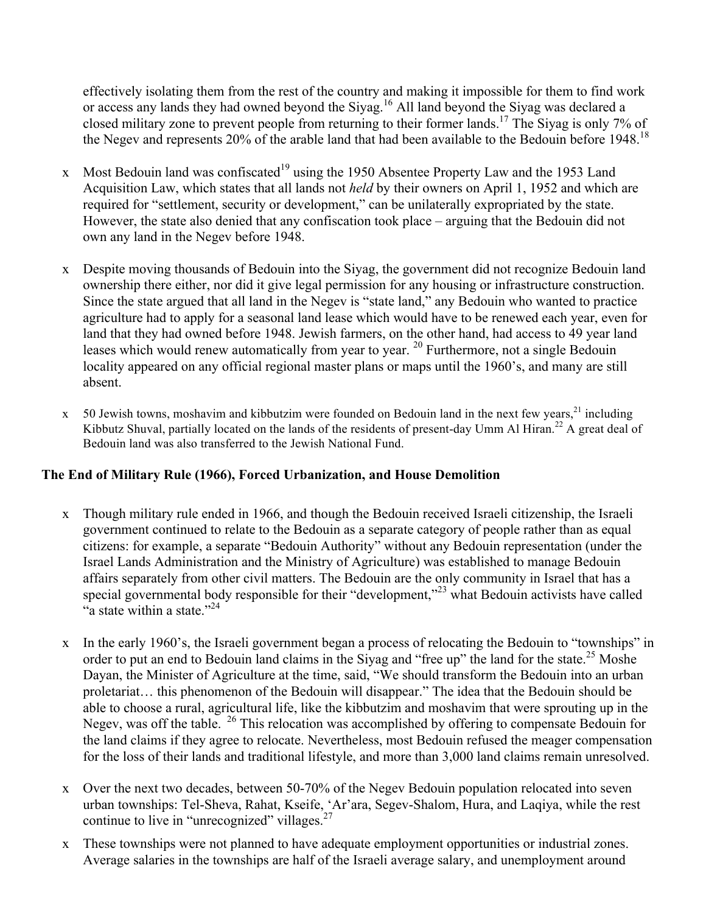effectively isolating them from the rest of the country and making it impossible for them to find work or access any lands they had owned beyond the Siyag.[16] All land beyond the Siyag was declared a closed military zone to prevent people from returning to their former lands.[17] The Siyag is only 7% of the Negev and represents 20% of the arable land that had been available to the Bedouin before 1948.[18]

- Most Bedouin land was confiscated[19] using the 1950 Absentee Property Law and the 1953 Land Acquisition Law, which states that all lands not *held* by their owners on April 1, 1952 and which are required for "settlement, security or development," can be unilaterally expropriated by the state. However, the state also denied that any confiscation took place – arguing that the Bedouin did not own any land in the Negev before 1948.

- Despite moving thousands of Bedouin into the Siyag, the government did not recognize Bedouin land ownership there either, nor did it give legal permission for any housing or infrastructure construction. Since the state argued that all land in the Negev is "state land," any Bedouin who wanted to practice agriculture had to apply for a seasonal land lease which would have to be renewed each year, even for land that they had owned before 1948. Jewish farmers, on the other hand, had access to 49 year land leases which would renew automatically from year to year.[20] Furthermore, not a single Bedouin locality appeared on any official regional master plans or maps until the 1960's, and many are still absent.

- 50 Jewish towns, moshavim and kibbutzim were founded on Bedouin land in the next few years,[21] including Kibbutz Shuval, partially located on the lands of the residents of present-day Umm Al Hiran.[22] A great deal of Bedouin land was also transferred to the Jewish National Fund.

### The End of Military Rule (1966), Forced Urbanization, and House Demolition

- Though military rule ended in 1966, and though the Bedouin received Israeli citizenship, the Israeli government continued to relate to the Bedouin as a separate category of people rather than as equal citizens: for example, a separate "Bedouin Authority" without any Bedouin representation (under the Israel Lands Administration and the Ministry of Agriculture) was established to manage Bedouin affairs separately from other civil matters. The Bedouin are the only community in Israel that has a special governmental body responsible for their "development,"[23] what Bedouin activists have called "a state within a state."[24]

- In the early 1960's, the Israeli government began a process of relocating the Bedouin to "townships" in order to put an end to Bedouin land claims in the Siyag and "free up" the land for the state.[25] Moshe Dayan, the Minister of Agriculture at the time, said, "We should transform the Bedouin into an urban proletariat… this phenomenon of the Bedouin will disappear." The idea that the Bedouin should be able to choose a rural, agricultural life, like the kibbutzim and moshavim that were sprouting up in the Negev, was off the table.[26] This relocation was accomplished by offering to compensate Bedouin for the land claims if they agree to relocate. Nevertheless, most Bedouin refused the meager compensation for the loss of their lands and traditional lifestyle, and more than 3,000 land claims remain unresolved.

- Over the next two decades, between 50-70% of the Negev Bedouin population relocated into seven urban townships: Tel-Sheva, Rahat, Kseife, 'Ar'ara, Segev-Shalom, Hura, and Laqiya, while the rest continue to live in "unrecognized" villages.[27]

- These townships were not planned to have adequate employment opportunities or industrial zones. Average salaries in the townships are half of the Israeli average salary, and unemployment around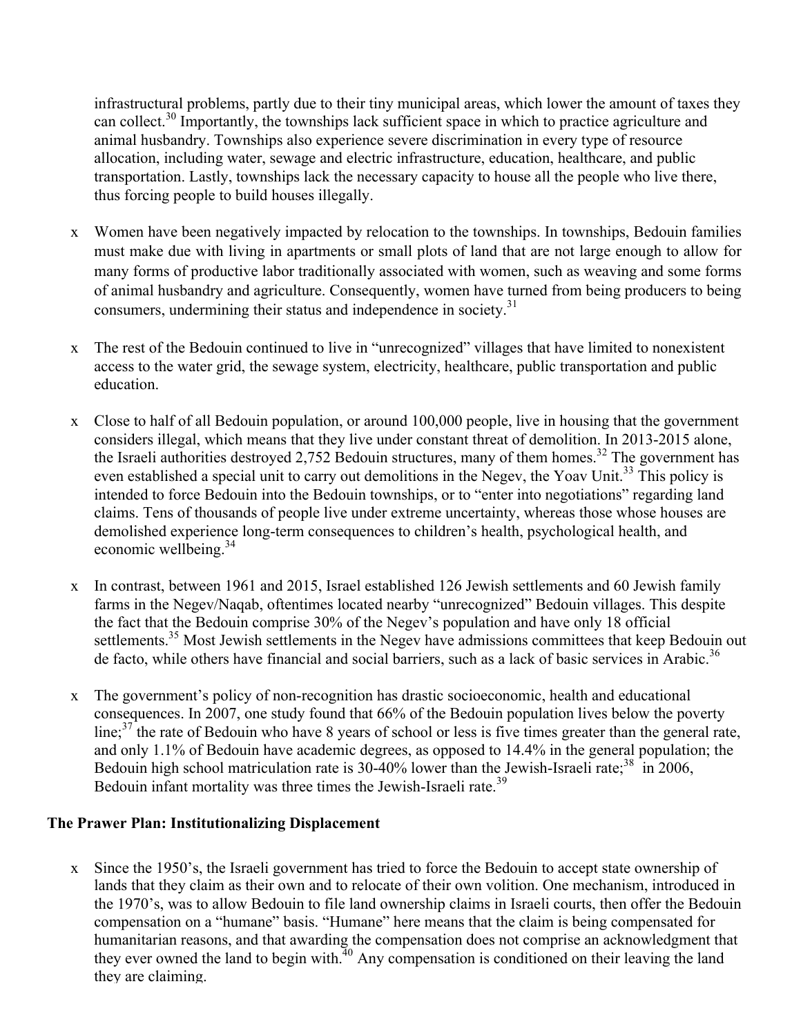infrastructural problems, partly due to their tiny municipal areas, which lower the amount of taxes they can collect.[30] Importantly, the townships lack sufficient space in which to practice agriculture and animal husbandry. Townships also experience severe discrimination in every type of resource allocation, including water, sewage and electric infrastructure, education, healthcare, and public transportation. Lastly, townships lack the necessary capacity to house all the people who live there, thus forcing people to build houses illegally.

- Women have been negatively impacted by relocation to the townships. In townships, Bedouin families must make due with living in apartments or small plots of land that are not large enough to allow for many forms of productive labor traditionally associated with women, such as weaving and some forms of animal husbandry and agriculture. Consequently, women have turned from being producers to being consumers, undermining their status and independence in society.[31]

- The rest of the Bedouin continued to live in "unrecognized" villages that have limited to nonexistent access to the water grid, the sewage system, electricity, healthcare, public transportation and public education.

- Close to half of all Bedouin population, or around 100,000 people, live in housing that the government considers illegal, which means that they live under constant threat of demolition. In 2013-2015 alone, the Israeli authorities destroyed 2,752 Bedouin structures, many of them homes.[32] The government has even established a special unit to carry out demolitions in the Negev, the Yoav Unit.[33] This policy is intended to force Bedouin into the Bedouin townships, or to "enter into negotiations" regarding land claims. Tens of thousands of people live under extreme uncertainty, whereas those whose houses are demolished experience long-term consequences to children's health, psychological health, and economic wellbeing.[34]

- In contrast, between 1961 and 2015, Israel established 126 Jewish settlements and 60 Jewish family farms in the Negev/Naqab, oftentimes located nearby "unrecognized" Bedouin villages. This despite the fact that the Bedouin comprise 30% of the Negev's population and have only 18 official settlements.[35] Most Jewish settlements in the Negev have admissions committees that keep Bedouin out de facto, while others have financial and social barriers, such as a lack of basic services in Arabic.[36]

- The government's policy of non-recognition has drastic socioeconomic, health and educational consequences. In 2007, one study found that 66% of the Bedouin population lives below the poverty line;[37] the rate of Bedouin who have 8 years of school or less is five times greater than the general rate, and only 1.1% of Bedouin have academic degrees, as opposed to 14.4% in the general population; the Bedouin high school matriculation rate is 30-40% lower than the Jewish-Israeli rate;[38] in 2006, Bedouin infant mortality was three times the Jewish-Israeli rate.[39]

**The Prawer Plan: Institutionalizing Displacement**

- Since the 1950's, the Israeli government has tried to force the Bedouin to accept state ownership of lands that they claim as their own and to relocate of their own volition. One mechanism, introduced in the 1970's, was to allow Bedouin to file land ownership claims in Israeli courts, then offer the Bedouin compensation on a "humane" basis. "Humane" here means that the claim is being compensated for humanitarian reasons, and that awarding the compensation does not comprise an acknowledgment that they ever owned the land to begin with.[40] Any compensation is conditioned on their leaving the land they are claiming.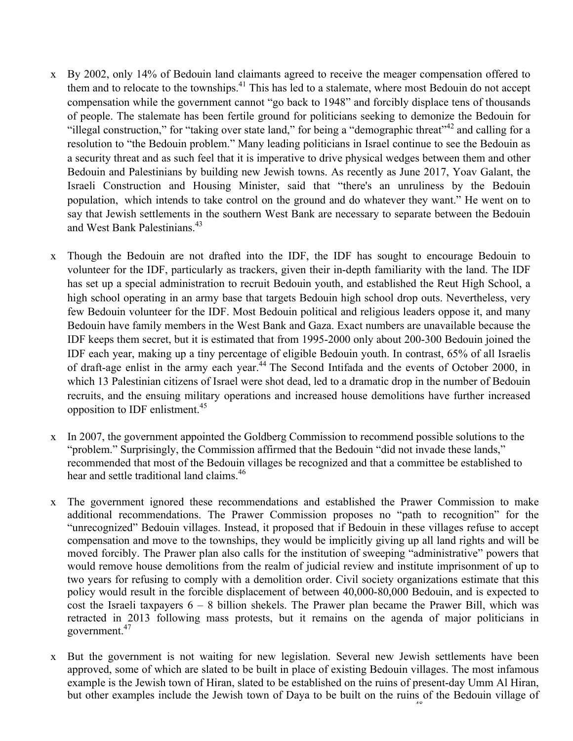- By 2002, only 14% of Bedouin land claimants agreed to receive the meager compensation offered to them and to relocate to the townships.[41] This has led to a stalemate, where most Bedouin do not accept compensation while the government cannot "go back to 1948" and forcibly displace tens of thousands of people. The stalemate has been fertile ground for politicians seeking to demonize the Bedouin for "illegal construction," for "taking over state land," for being a "demographic threat"[42] and calling for a resolution to "the Bedouin problem." Many leading politicians in Israel continue to see the Bedouin as a security threat and as such feel that it is imperative to drive physical wedges between them and other Bedouin and Palestinians by building new Jewish towns. As recently as June 2017, Yoav Galant, the Israeli Construction and Housing Minister, said that "there's an unruliness by the Bedouin population, which intends to take control on the ground and do whatever they want." He went on to say that Jewish settlements in the southern West Bank are necessary to separate between the Bedouin and West Bank Palestinians.[43]

- Though the Bedouin are not drafted into the IDF, the IDF has sought to encourage Bedouin to volunteer for the IDF, particularly as trackers, given their in-depth familiarity with the land. The IDF has set up a special administration to recruit Bedouin youth, and established the Reut High School, a high school operating in an army base that targets Bedouin high school drop outs. Nevertheless, very few Bedouin volunteer for the IDF. Most Bedouin political and religious leaders oppose it, and many Bedouin have family members in the West Bank and Gaza. Exact numbers are unavailable because the IDF keeps them secret, but it is estimated that from 1995-2000 only about 200-300 Bedouin joined the IDF each year, making up a tiny percentage of eligible Bedouin youth. In contrast, 65% of all Israelis of draft-age enlist in the army each year.[44] The Second Intifada and the events of October 2000, in which 13 Palestinian citizens of Israel were shot dead, led to a dramatic drop in the number of Bedouin recruits, and the ensuing military operations and increased house demolitions have further increased opposition to IDF enlistment.[45]

- In 2007, the government appointed the Goldberg Commission to recommend possible solutions to the "problem." Surprisingly, the Commission affirmed that the Bedouin "did not invade these lands," recommended that most of the Bedouin villages be recognized and that a committee be established to hear and settle traditional land claims.[46]

- The government ignored these recommendations and established the Prawer Commission to make additional recommendations. The Prawer Commission proposes no "path to recognition" for the "unrecognized" Bedouin villages. Instead, it proposed that if Bedouin in these villages refuse to accept compensation and move to the townships, they would be implicitly giving up all land rights and will be moved forcibly. The Prawer plan also calls for the institution of sweeping "administrative" powers that would remove house demolitions from the realm of judicial review and institute imprisonment of up to two years for refusing to comply with a demolition order. Civil society organizations estimate that this policy would result in the forcible displacement of between 40,000-80,000 Bedouin, and is expected to cost the Israeli taxpayers 6 – 8 billion shekels. The Prawer plan became the Prawer Bill, which was retracted in 2013 following mass protests, but it remains on the agenda of major politicians in government.[47]

- But the government is not waiting for new legislation. Several new Jewish settlements have been approved, some of which are slated to be built in place of existing Bedouin villages. The most infamous example is the Jewish town of Hiran, slated to be established on the ruins of present-day Umm Al Hiran, but other examples include the Jewish town of Daya to be built on the ruins of the Bedouin village of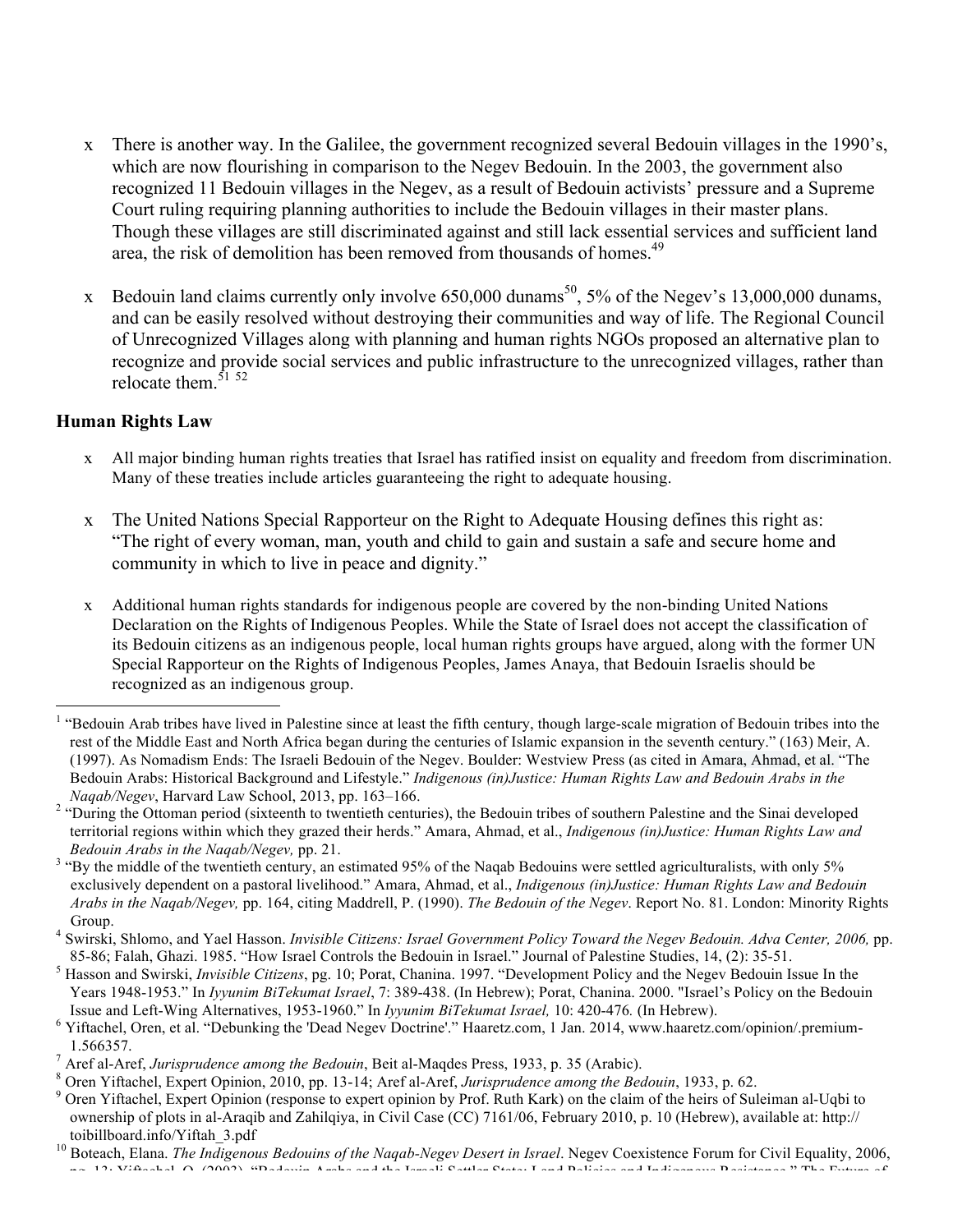- There is another way. In the Galilee, the government recognized several Bedouin villages in the 1990's, which are now flourishing in comparison to the Negev Bedouin. In the 2003, the government also recognized 11 Bedouin villages in the Negev, as a result of Bedouin activists' pressure and a Supreme Court ruling requiring planning authorities to include the Bedouin villages in their master plans. Though these villages are still discriminated against and still lack essential services and sufficient land area, the risk of demolition has been removed from thousands of homes.[49]

- Bedouin land claims currently only involve 650,000 dunams[50], 5% of the Negev's 13,000,000 dunams, and can be easily resolved without destroying their communities and way of life. The Regional Council of Unrecognized Villages along with planning and human rights NGOs proposed an alternative plan to recognize and provide social services and public infrastructure to the unrecognized villages, rather than relocate them.[51] [52]

## Human Rights Law

- All major binding human rights treaties that Israel has ratified insist on equality and freedom from discrimination. Many of these treaties include articles guaranteeing the right to adequate housing.

- The United Nations Special Rapporteur on the Right to Adequate Housing defines this right as: "The right of every woman, man, youth and child to gain and sustain a safe and secure home and community in which to live in peace and dignity."

- Additional human rights standards for indigenous people are covered by the non-binding United Nations Declaration on the Rights of Indigenous Peoples. While the State of Israel does not accept the classification of its Bedouin citizens as an indigenous people, local human rights groups have argued, along with the former UN Special Rapporteur on the Rights of Indigenous Peoples, James Anaya, that Bedouin Israelis should be recognized as an indigenous group.

---

[1] "Bedouin Arab tribes have lived in Palestine since at least the fifth century, though large-scale migration of Bedouin tribes into the rest of the Middle East and North Africa began during the centuries of Islamic expansion in the seventh century." (163) Meir, A. (1997). As Nomadism Ends: The Israeli Bedouin of the Negev. Boulder: Westview Press (as cited in Amara, Ahmad, et al. "The Bedouin Arabs: Historical Background and Lifestyle." *Indigenous (in)Justice: Human Rights Law and Bedouin Arabs in the Naqab/Negev*, Harvard Law School, 2013, pp. 163–166.

[2] "During the Ottoman period (sixteenth to twentieth centuries), the Bedouin tribes of southern Palestine and the Sinai developed territorial regions within which they grazed their herds." Amara, Ahmad, et al., *Indigenous (in)Justice: Human Rights Law and Bedouin Arabs in the Naqab/Negev,* pp. 21.

[3] "By the middle of the twentieth century, an estimated 95% of the Naqab Bedouins were settled agriculturalists, with only 5% exclusively dependent on a pastoral livelihood." Amara, Ahmad, et al., *Indigenous (in)Justice: Human Rights Law and Bedouin Arabs in the Naqab/Negev,* pp. 164, citing Maddrell, P. (1990). *The Bedouin of the Negev*. Report No. 81. London: Minority Rights Group.

[4] Swirski, Shlomo, and Yael Hasson. *Invisible Citizens: Israel Government Policy Toward the Negev Bedouin. Adva Center, 2006,* pp. 85-86; Falah, Ghazi. 1985. "How Israel Controls the Bedouin in Israel." Journal of Palestine Studies, 14, (2): 35-51.

[5] Hasson and Swirski, *Invisible Citizens*, pg. 10; Porat, Chanina. 1997. "Development Policy and the Negev Bedouin Issue In the Years 1948-1953." In *Iyyunim BiTekumat Israel*, 7: 389-438. (In Hebrew); Porat, Chanina. 2000. "Israel's Policy on the Bedouin Issue and Left-Wing Alternatives, 1953-1960." In *Iyyunim BiTekumat Israel,* 10: 420-476*.* (In Hebrew).

[6] Yiftachel, Oren, et al. "Debunking the 'Dead Negev Doctrine'." Haaretz.com, 1 Jan. 2014, www.haaretz.com/opinion/.premium-1.566357.

[7] Aref al-Aref, *Jurisprudence among the Bedouin*, Beit al-Maqdes Press, 1933, p. 35 (Arabic).

[8] Oren Yiftachel, Expert Opinion, 2010, pp. 13-14; Aref al-Aref, *Jurisprudence among the Bedouin*, 1933, p. 62.

[9] Oren Yiftachel, Expert Opinion (response to expert opinion by Prof. Ruth Kark) on the claim of the heirs of Suleiman al-Uqbi to ownership of plots in al-Araqib and Zahilqiya, in Civil Case (CC) 7161/06, February 2010, p. 10 (Hebrew), available at: http://toibillboard.info/Yiftah_3.pdf

[10] Boteach, Elana. *The Indigenous Bedouins of the Naqab-Negev Desert in Israel*. Negev Coexistence Forum for Civil Equality, 2006,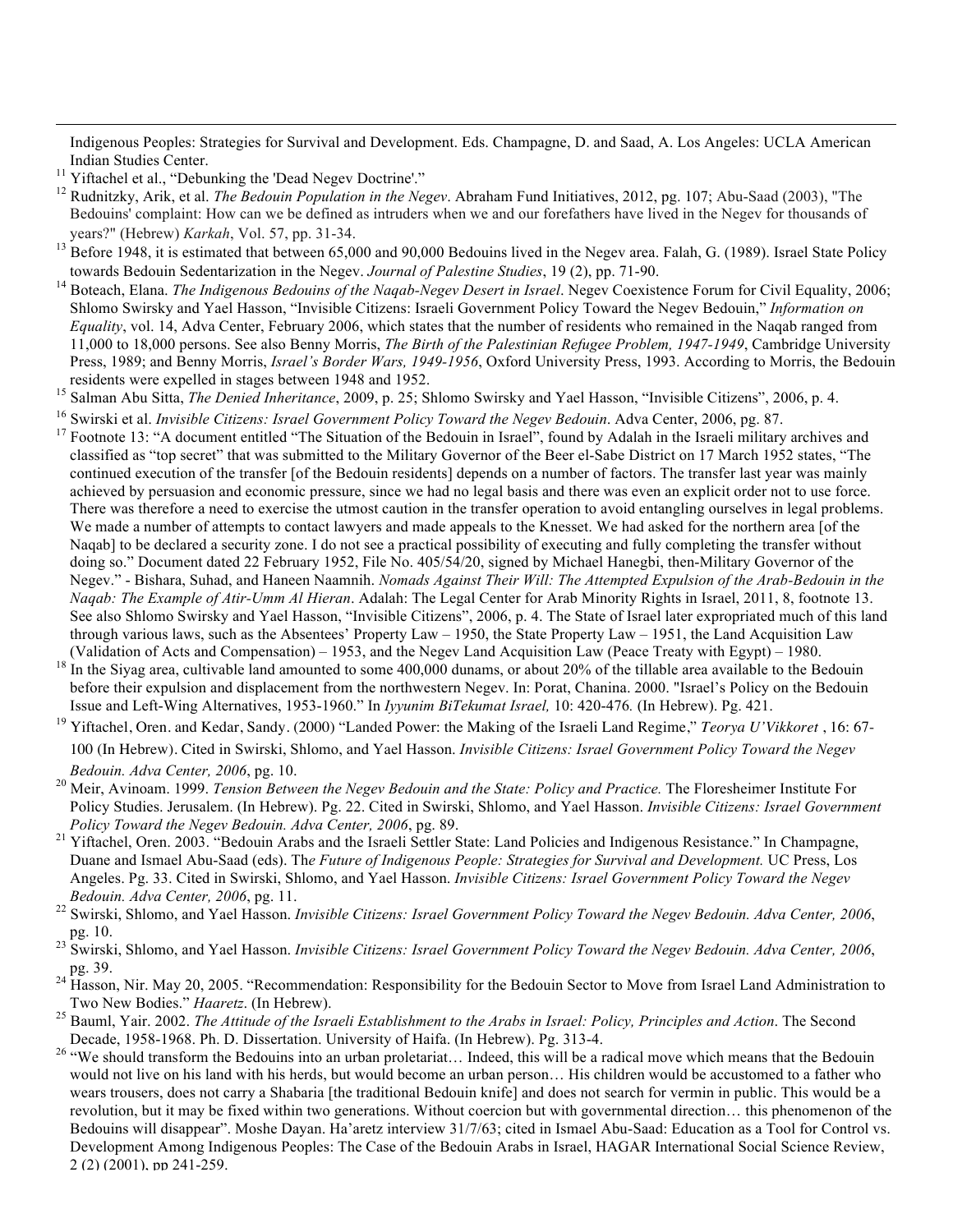Indigenous Peoples: Strategies for Survival and Development. Eds. Champagne, D. and Saad, A. Los Angeles: UCLA American Indian Studies Center.

[11] Yiftachel et al., "Debunking the 'Dead Negev Doctrine'."

[12] Rudnitzky, Arik, et al. *The Bedouin Population in the Negev*. Abraham Fund Initiatives, 2012, pg. 107; Abu-Saad (2003), "The Bedouins' complaint: How can we be defined as intruders when we and our forefathers have lived in the Negev for thousands of years?" (Hebrew) *Karkah*, Vol. 57, pp. 31-34.

[13] Before 1948, it is estimated that between 65,000 and 90,000 Bedouins lived in the Negev area. Falah, G. (1989). Israel State Policy towards Bedouin Sedentarization in the Negev. *Journal of Palestine Studies*, 19 (2), pp. 71-90.

[14] Boteach, Elana. *The Indigenous Bedouins of the Naqab-Negev Desert in Israel*. Negev Coexistence Forum for Civil Equality, 2006; Shlomo Swirsky and Yael Hasson, "Invisible Citizens: Israeli Government Policy Toward the Negev Bedouin," *Information on Equality*, vol. 14, Adva Center, February 2006, which states that the number of residents who remained in the Naqab ranged from 11,000 to 18,000 persons. See also Benny Morris, *The Birth of the Palestinian Refugee Problem, 1947-1949*, Cambridge University Press, 1989; and Benny Morris, *Israel's Border Wars, 1949-1956*, Oxford University Press, 1993. According to Morris, the Bedouin residents were expelled in stages between 1948 and 1952.

[15] Salman Abu Sitta, *The Denied Inheritance*, 2009, p. 25; Shlomo Swirsky and Yael Hasson, "Invisible Citizens", 2006, p. 4.

[16] Swirski et al. *Invisible Citizens: Israel Government Policy Toward the Negev Bedouin*. Adva Center, 2006, pg. 87.

[17] Footnote 13: "A document entitled "The Situation of the Bedouin in Israel", found by Adalah in the Israeli military archives and classified as "top secret" that was submitted to the Military Governor of the Beer el-Sabe District on 17 March 1952 states, "The continued execution of the transfer [of the Bedouin residents] depends on a number of factors. The transfer last year was mainly achieved by persuasion and economic pressure, since we had no legal basis and there was even an explicit order not to use force. There was therefore a need to exercise the utmost caution in the transfer operation to avoid entangling ourselves in legal problems. We made a number of attempts to contact lawyers and made appeals to the Knesset. We had asked for the northern area [of the Naqab] to be declared a security zone. I do not see a practical possibility of executing and fully completing the transfer without doing so." Document dated 22 February 1952, File No. 405/54/20, signed by Michael Hanegbi, then-Military Governor of the Negev." - Bishara, Suhad, and Haneen Naamnih. *Nomads Against Their Will: The Attempted Expulsion of the Arab-Bedouin in the Naqab: The Example of Atir-Umm Al Hieran*. Adalah: The Legal Center for Arab Minority Rights in Israel, 2011, 8, footnote 13. See also Shlomo Swirsky and Yael Hasson, "Invisible Citizens", 2006, p. 4. The State of Israel later expropriated much of this land through various laws, such as the Absentees' Property Law – 1950, the State Property Law – 1951, the Land Acquisition Law (Validation of Acts and Compensation) – 1953, and the Negev Land Acquisition Law (Peace Treaty with Egypt) – 1980.

[18] In the Siyag area, cultivable land amounted to some 400,000 dunams, or about 20% of the tillable area available to the Bedouin before their expulsion and displacement from the northwestern Negev. In: Porat, Chanina. 2000. "Israel's Policy on the Bedouin Issue and Left-Wing Alternatives, 1953-1960." In *Iyyunim BiTekumat Israel,* 10: 420-476. (In Hebrew). Pg. 421.

[19] Yiftachel, Oren. and Kedar, Sandy. (2000) "Landed Power: the Making of the Israeli Land Regime," *Teorya U'Vikkoret* , 16: 67-100 (In Hebrew). Cited in Swirski, Shlomo, and Yael Hasson. *Invisible Citizens: Israel Government Policy Toward the Negev Bedouin. Adva Center, 2006*, pg. 10.

[20] Meir, Avinoam. 1999. *Tension Between the Negev Bedouin and the State: Policy and Practice.* The Floresheimer Institute For Policy Studies. Jerusalem. (In Hebrew). Pg. 22. Cited in Swirski, Shlomo, and Yael Hasson. *Invisible Citizens: Israel Government Policy Toward the Negev Bedouin. Adva Center, 2006*, pg. 89.

[21] Yiftachel, Oren. 2003. "Bedouin Arabs and the Israeli Settler State: Land Policies and Indigenous Resistance." In Champagne, Duane and Ismael Abu-Saad (eds). Th*e Future of Indigenous People: Strategies for Survival and Development.* UC Press, Los Angeles. Pg. 33. Cited in Swirski, Shlomo, and Yael Hasson. *Invisible Citizens: Israel Government Policy Toward the Negev Bedouin. Adva Center, 2006*, pg. 11.

[22] Swirski, Shlomo, and Yael Hasson. *Invisible Citizens: Israel Government Policy Toward the Negev Bedouin. Adva Center, 2006*, pg. 10.

[23] Swirski, Shlomo, and Yael Hasson. *Invisible Citizens: Israel Government Policy Toward the Negev Bedouin. Adva Center, 2006*, pg. 39.

[24] Hasson, Nir. May 20, 2005. "Recommendation: Responsibility for the Bedouin Sector to Move from Israel Land Administration to Two New Bodies." *Haaretz*. (In Hebrew).

[25] Bauml, Yair. 2002. *The Attitude of the Israeli Establishment to the Arabs in Israel: Policy, Principles and Action*. The Second Decade, 1958-1968. Ph. D. Dissertation. University of Haifa. (In Hebrew). Pg. 313-4.

[26] "We should transform the Bedouins into an urban proletariat… Indeed, this will be a radical move which means that the Bedouin would not live on his land with his herds, but would become an urban person… His children would be accustomed to a father who wears trousers, does not carry a Shabaria [the traditional Bedouin knife] and does not search for vermin in public. This would be a revolution, but it may be fixed within two generations. Without coercion but with governmental direction… this phenomenon of the Bedouins will disappear". Moshe Dayan. Ha'aretz interview 31/7/63; cited in Ismael Abu-Saad: Education as a Tool for Control vs. Development Among Indigenous Peoples: The Case of the Bedouin Arabs in Israel, HAGAR International Social Science Review, 2 (2) (2001), pp 241-259.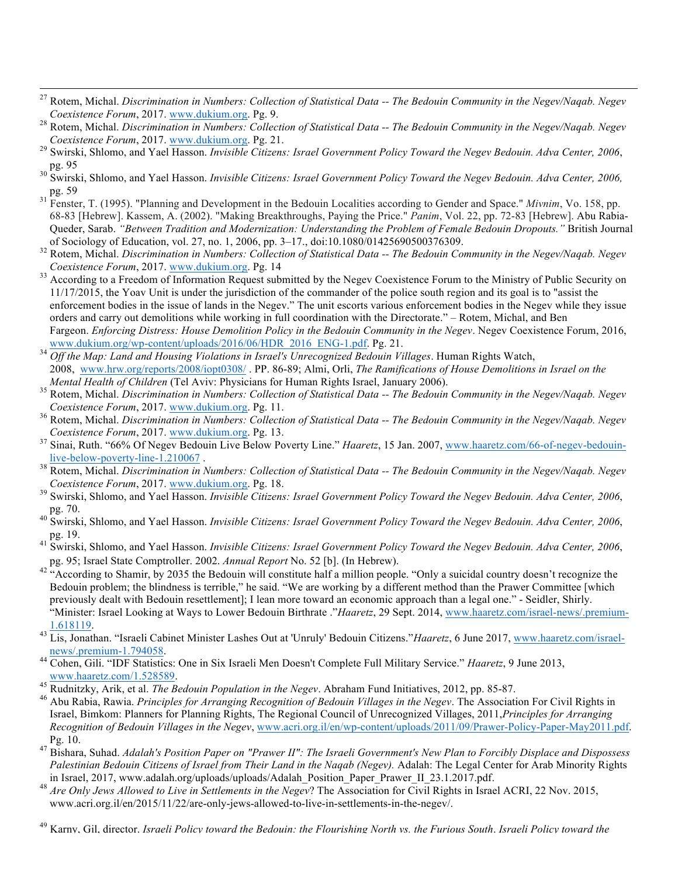[27] Rotem, Michal. *Discrimination in Numbers: Collection of Statistical Data -- The Bedouin Community in the Negev/Naqab. Negev Coexistence Forum*, 2017. www.dukium.org. Pg. 9.

[28] Rotem, Michal. *Discrimination in Numbers: Collection of Statistical Data -- The Bedouin Community in the Negev/Naqab. Negev Coexistence Forum*, 2017. www.dukium.org. Pg. 21.

[29] Swirski, Shlomo, and Yael Hasson. *Invisible Citizens: Israel Government Policy Toward the Negev Bedouin. Adva Center, 2006*, pg. 95

[30] Swirski, Shlomo, and Yael Hasson. *Invisible Citizens: Israel Government Policy Toward the Negev Bedouin. Adva Center, 2006,* pg. 59

[31] Fenster, T. (1995). "Planning and Development in the Bedouin Localities according to Gender and Space." *Mivnim*, Vo. 158, pp. 68-83 [Hebrew]. Kassem, A. (2002). "Making Breakthroughs, Paying the Price." *Panim*, Vol. 22, pp. 72-83 [Hebrew]. Abu Rabia-Queder, Sarab. *"Between Tradition and Modernization: Understanding the Problem of Female Bedouin Dropouts."* British Journal of Sociology of Education, vol. 27, no. 1, 2006, pp. 3–17., doi:10.1080/01425690500376309.

[32] Rotem, Michal. *Discrimination in Numbers: Collection of Statistical Data -- The Bedouin Community in the Negev/Naqab. Negev Coexistence Forum*, 2017. www.dukium.org. Pg. 14

[33] According to a Freedom of Information Request submitted by the Negev Coexistence Forum to the Ministry of Public Security on 11/17/2015, the Yoav Unit is under the jurisdiction of the commander of the police south region and its goal is to "assist the enforcement bodies in the issue of lands in the Negev." The unit escorts various enforcement bodies in the Negev while they issue orders and carry out demolitions while working in full coordination with the Directorate." – Rotem, Michal, and Ben Fargeon. *Enforcing Distress: House Demolition Policy in the Bedouin Community in the Negev*. Negev Coexistence Forum, 2016, www.dukium.org/wp-content/uploads/2016/06/HDR_2016_ENG-1.pdf. Pg. 21.

[34] *Off the Map: Land and Housing Violations in Israel's Unrecognized Bedouin Villages*. Human Rights Watch, 2008, www.hrw.org/reports/2008/iopt0308/ . PP. 86-89; Almi, Orli, *The Ramifications of House Demolitions in Israel on the Mental Health of Children* (Tel Aviv: Physicians for Human Rights Israel, January 2006).

[35] Rotem, Michal. *Discrimination in Numbers: Collection of Statistical Data -- The Bedouin Community in the Negev/Naqab. Negev Coexistence Forum*, 2017. www.dukium.org. Pg. 11.

[36] Rotem, Michal. *Discrimination in Numbers: Collection of Statistical Data -- The Bedouin Community in the Negev/Naqab. Negev Coexistence Forum*, 2017. www.dukium.org. Pg. 13.

[37] Sinai, Ruth. "66% Of Negev Bedouin Live Below Poverty Line." *Haaretz*, 15 Jan. 2007, www.haaretz.com/66-of-negev-bedouin-live-below-poverty-line-1.210067 .

[38] Rotem, Michal. *Discrimination in Numbers: Collection of Statistical Data -- The Bedouin Community in the Negev/Naqab. Negev Coexistence Forum*, 2017. www.dukium.org. Pg. 18.

[39] Swirski, Shlomo, and Yael Hasson. *Invisible Citizens: Israel Government Policy Toward the Negev Bedouin. Adva Center, 2006*, pg. 70.

[40] Swirski, Shlomo, and Yael Hasson. *Invisible Citizens: Israel Government Policy Toward the Negev Bedouin. Adva Center, 2006*, pg. 19.

[41] Swirski, Shlomo, and Yael Hasson. *Invisible Citizens: Israel Government Policy Toward the Negev Bedouin. Adva Center, 2006*, pg. 95; Israel State Comptroller. 2002. *Annual Report* No. 52 [b]. (In Hebrew).

[42] "According to Shamir, by 2035 the Bedouin will constitute half a million people. "Only a suicidal country doesn't recognize the Bedouin problem; the blindness is terrible," he said. "We are working by a different method than the Prawer Committee [which previously dealt with Bedouin resettlement]; I lean more toward an economic approach than a legal one." - Seidler, Shirly. "Minister: Israel Looking at Ways to Lower Bedouin Birthrate ."*Haaretz*, 29 Sept. 2014, www.haaretz.com/israel-news/.premium-1.618119.

[43] Lis, Jonathan. "Israeli Cabinet Minister Lashes Out at 'Unruly' Bedouin Citizens."*Haaretz*, 6 June 2017, www.haaretz.com/israel-news/.premium-1.794058.

[44] Cohen, Gili. "IDF Statistics: One in Six Israeli Men Doesn't Complete Full Military Service." *Haaretz*, 9 June 2013, www.haaretz.com/1.528589.

[45] Rudnitzky, Arik, et al. *The Bedouin Population in the Negev*. Abraham Fund Initiatives, 2012, pp. 85-87.

[46] Abu Rabia, Rawia. *Principles for Arranging Recognition of Bedouin Villages in the Negev*. The Association For Civil Rights in Israel, Bimkom: Planners for Planning Rights, The Regional Council of Unrecognized Villages, 2011,*Principles for Arranging Recognition of Bedouin Villages in the Negev*, www.acri.org.il/en/wp-content/uploads/2011/09/Prawer-Policy-Paper-May2011.pdf. Pg. 10.

[47] Bishara, Suhad. *Adalah's Position Paper on "Prawer II": The Israeli Government's New Plan to Forcibly Displace and Dispossess Palestinian Bedouin Citizens of Israel from Their Land in the Naqab (Negev).* Adalah: The Legal Center for Arab Minority Rights in Israel, 2017, www.adalah.org/uploads/uploads/Adalah_Position_Paper_Prawer_II_23.1.2017.pdf.

[48] *Are Only Jews Allowed to Live in Settlements in the Negev*? The Association for Civil Rights in Israel ACRI, 22 Nov. 2015, www.acri.org.il/en/2015/11/22/are-only-jews-allowed-to-live-in-settlements-in-the-negev/.

[49] Karny, Gil, director. *Israeli Policy toward the Bedouin: the Flourishing North vs. the Furious South*. *Israeli Policy toward the*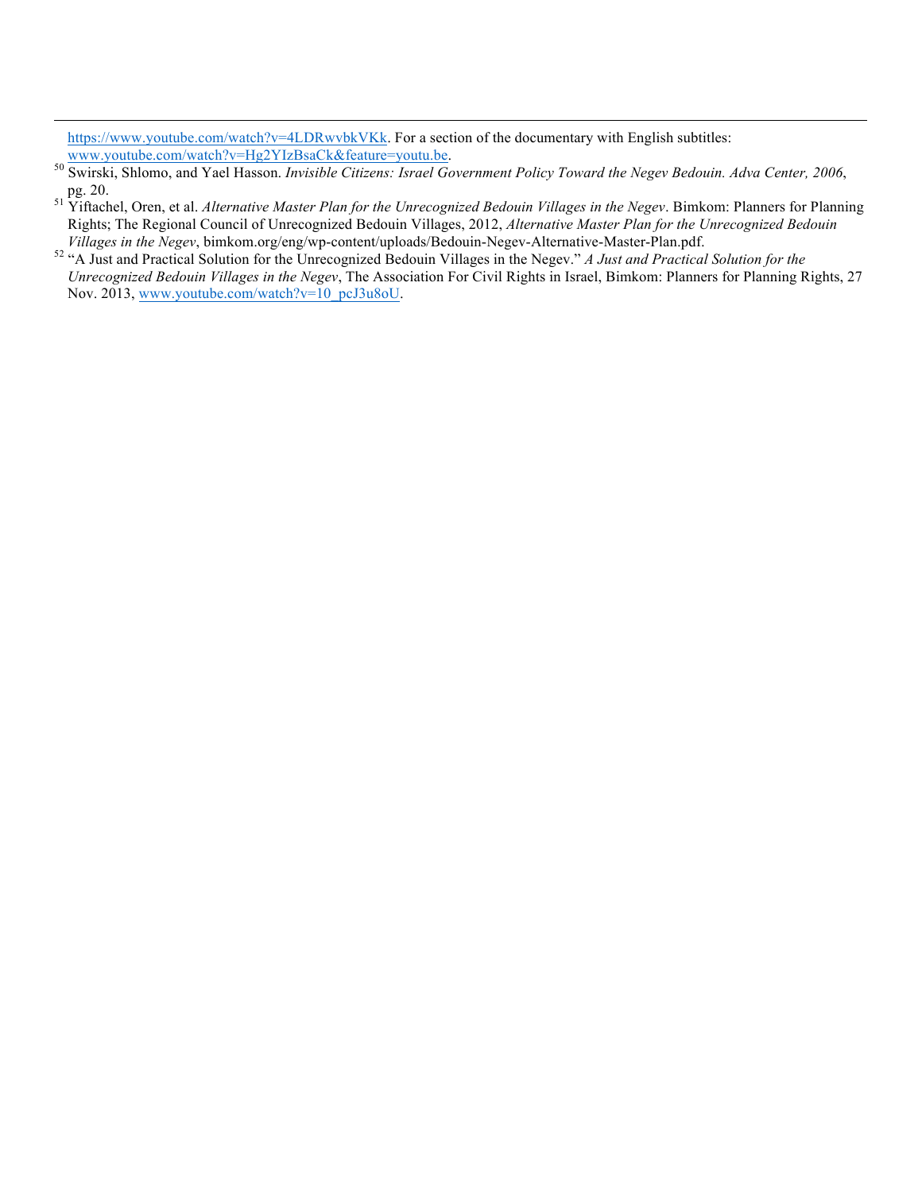https://www.youtube.com/watch?v=4LDRwvbkVKk. For a section of the documentary with English subtitles: www.youtube.com/watch?v=Hg2YIzBsaCk&feature=youtu.be.

[50] Swirski, Shlomo, and Yael Hasson. *Invisible Citizens: Israel Government Policy Toward the Negev Bedouin. Adva Center, 2006*, pg. 20.

[51] Yiftachel, Oren, et al. *Alternative Master Plan for the Unrecognized Bedouin Villages in the Negev*. Bimkom: Planners for Planning Rights; The Regional Council of Unrecognized Bedouin Villages, 2012, *Alternative Master Plan for the Unrecognized Bedouin Villages in the Negev*, bimkom.org/eng/wp-content/uploads/Bedouin-Negev-Alternative-Master-Plan.pdf.

[52] "A Just and Practical Solution for the Unrecognized Bedouin Villages in the Negev." *A Just and Practical Solution for the Unrecognized Bedouin Villages in the Negev*, The Association For Civil Rights in Israel, Bimkom: Planners for Planning Rights, 27 Nov. 2013, www.youtube.com/watch?v=10_pcJ3u8oU.